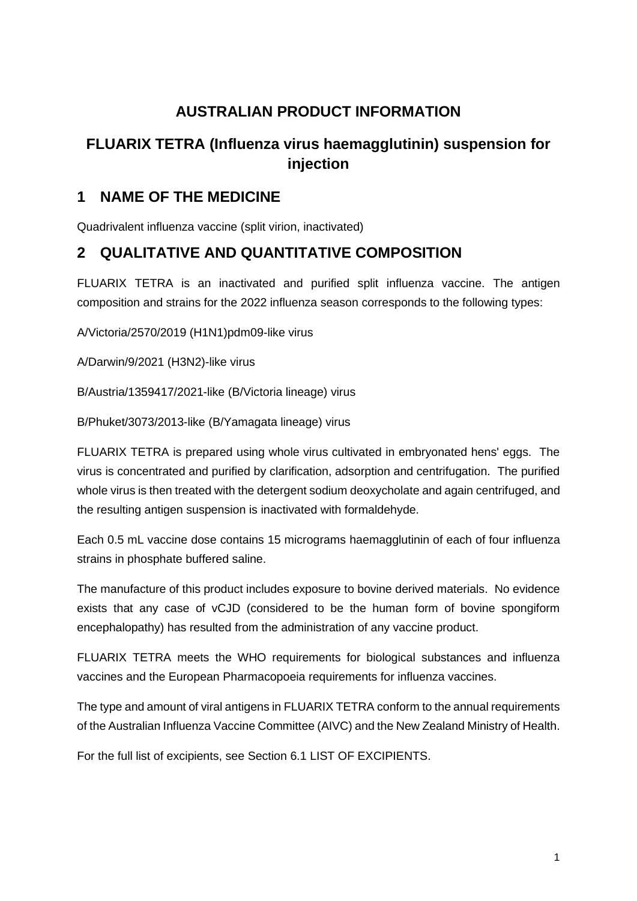# AUSTRALIAN PRODUCT INFORMATION

# FLUARIX TETRA (Influenza virus haemagglutinin) suspension for injection

## 1 NAME OF THE MEDICINE

Quadrivalent influenza vaccine (split virion, inactivated)

## 2 QUALITATIVE AND QUANTITATIVE COMPOSITION

FLUARIX TETRA is an inactivated and purified split influenza vaccine. The antigen composition and strains for the 2022 influenza season corresponds to the following types:

A/Victoria/2570/2019 (H1N1)pdm09-like virus

A/Darwin/9/2021 (H3N2)-like virus

B/Austria/1359417/2021-like (B/Victoria lineage) virus

B/Phuket/3073/2013-like (B/Yamagata lineage) virus

FLUARIX TETRA is prepared using whole virus cultivated in embryonated hens' eggs. The virus is concentrated and purified by clarification, adsorption and centrifugation. The purified whole virus is then treated with the detergent sodium deoxycholate and again centrifuged, and the resulting antigen suspension is inactivated with formaldehyde.

Each 0.5 mL vaccine dose contains 15 micrograms haemagglutinin of each of four influenza strains in phosphate buffered saline.

The manufacture of this product includes exposure to bovine derived materials. No evidence exists that any case of vCJD (considered to be the human form of bovine spongiform encephalopathy) has resulted from the administration of any vaccine product.

FLUARIX TETRA meets the WHO requirements for biological substances and influenza vaccines and the European Pharmacopoeia requirements for influenza vaccines.

The type and amount of viral antigens in FLUARIX TETRA conform to the annual requirements of the Australian Influenza Vaccine Committee (AIVC) and the New Zealand Ministry of Health.

For the full list of excipients, see Section 6.1 LIST OF EXCIPIENTS.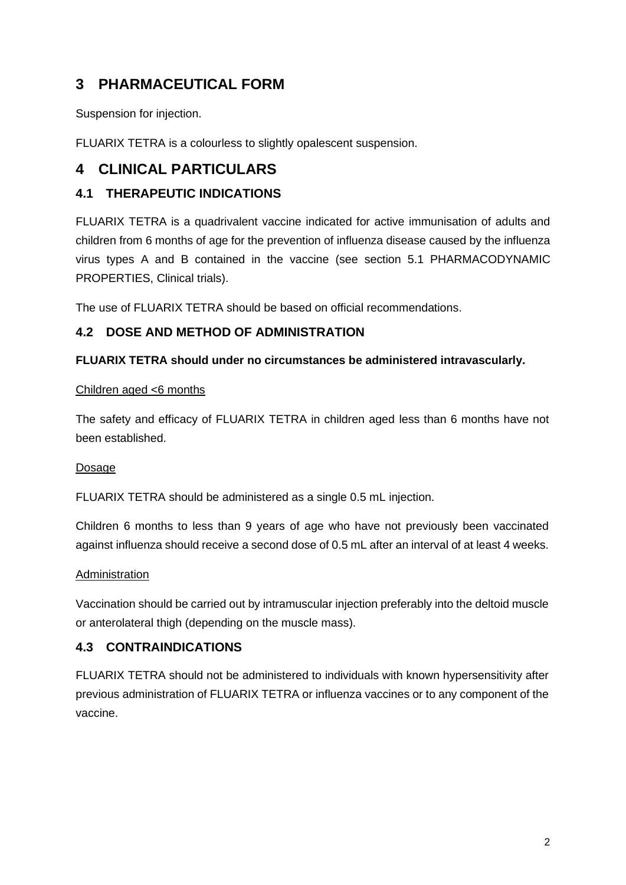# 3 PHARMACEUTICAL FORM

Suspension for injection.

FLUARIX TETRA is a colourless to slightly opalescent suspension.

# 4 CLINICAL PARTICULARS

## 4.1 THERAPEUTIC INDICATIONS

FLUARIX TETRA is a quadrivalent vaccine indicated for active immunisation of adults and children from 6 months of age for the prevention of influenza disease caused by the influenza virus types A and B contained in the vaccine (see section 5.1 PHARMACODYNAMIC PROPERTIES, Clinical trials).

The use of FLUARIX TETRA should be based on official recommendations.

## 4.2 DOSE AND METHOD OF ADMINISTRATION

**FLUARIX TETRA should under no circumstances be administered intravascularly.**

Children aged <6 months

The safety and efficacy of FLUARIX TETRA in children aged less than 6 months have not been established.

Dosage

FLUARIX TETRA should be administered as a single 0.5 mL injection.

Children 6 months to less than 9 years of age who have not previously been vaccinated against influenza should receive a second dose of 0.5 mL after an interval of at least 4 weeks.

Administration

Vaccination should be carried out by intramuscular injection preferably into the deltoid muscle or anterolateral thigh (depending on the muscle mass).

## 4.3 CONTRAINDICATIONS

FLUARIX TETRA should not be administered to individuals with known hypersensitivity after previous administration of FLUARIX TETRA or influenza vaccines or to any component of the vaccine.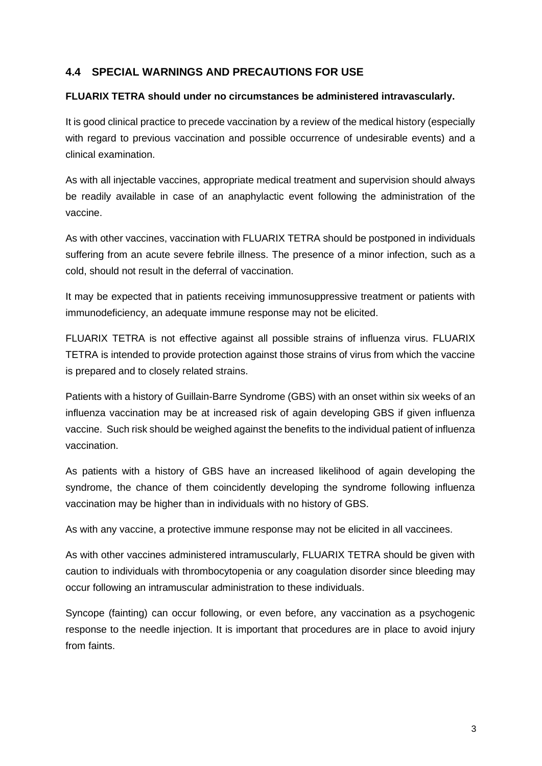## 4.4 SPECIAL WARNINGS AND PRECAUTIONS FOR USE

**FLUARIX TETRA should under no circumstances be administered intravascularly.**

It is good clinical practice to precede vaccination by a review of the medical history (especially with regard to previous vaccination and possible occurrence of undesirable events) and a clinical examination.

As with all injectable vaccines, appropriate medical treatment and supervision should always be readily available in case of an anaphylactic event following the administration of the vaccine.

As with other vaccines, vaccination with FLUARIX TETRA should be postponed in individuals suffering from an acute severe febrile illness. The presence of a minor infection, such as a cold, should not result in the deferral of vaccination.

It may be expected that in patients receiving immunosuppressive treatment or patients with immunodeficiency, an adequate immune response may not be elicited.

FLUARIX TETRA is not effective against all possible strains of influenza virus. FLUARIX TETRA is intended to provide protection against those strains of virus from which the vaccine is prepared and to closely related strains.

Patients with a history of Guillain-Barre Syndrome (GBS) with an onset within six weeks of an influenza vaccination may be at increased risk of again developing GBS if given influenza vaccine. Such risk should be weighed against the benefits to the individual patient of influenza vaccination.

As patients with a history of GBS have an increased likelihood of again developing the syndrome, the chance of them coincidently developing the syndrome following influenza vaccination may be higher than in individuals with no history of GBS.

As with any vaccine, a protective immune response may not be elicited in all vaccinees.

As with other vaccines administered intramuscularly, FLUARIX TETRA should be given with caution to individuals with thrombocytopenia or any coagulation disorder since bleeding may occur following an intramuscular administration to these individuals.

Syncope (fainting) can occur following, or even before, any vaccination as a psychogenic response to the needle injection. It is important that procedures are in place to avoid injury from faints.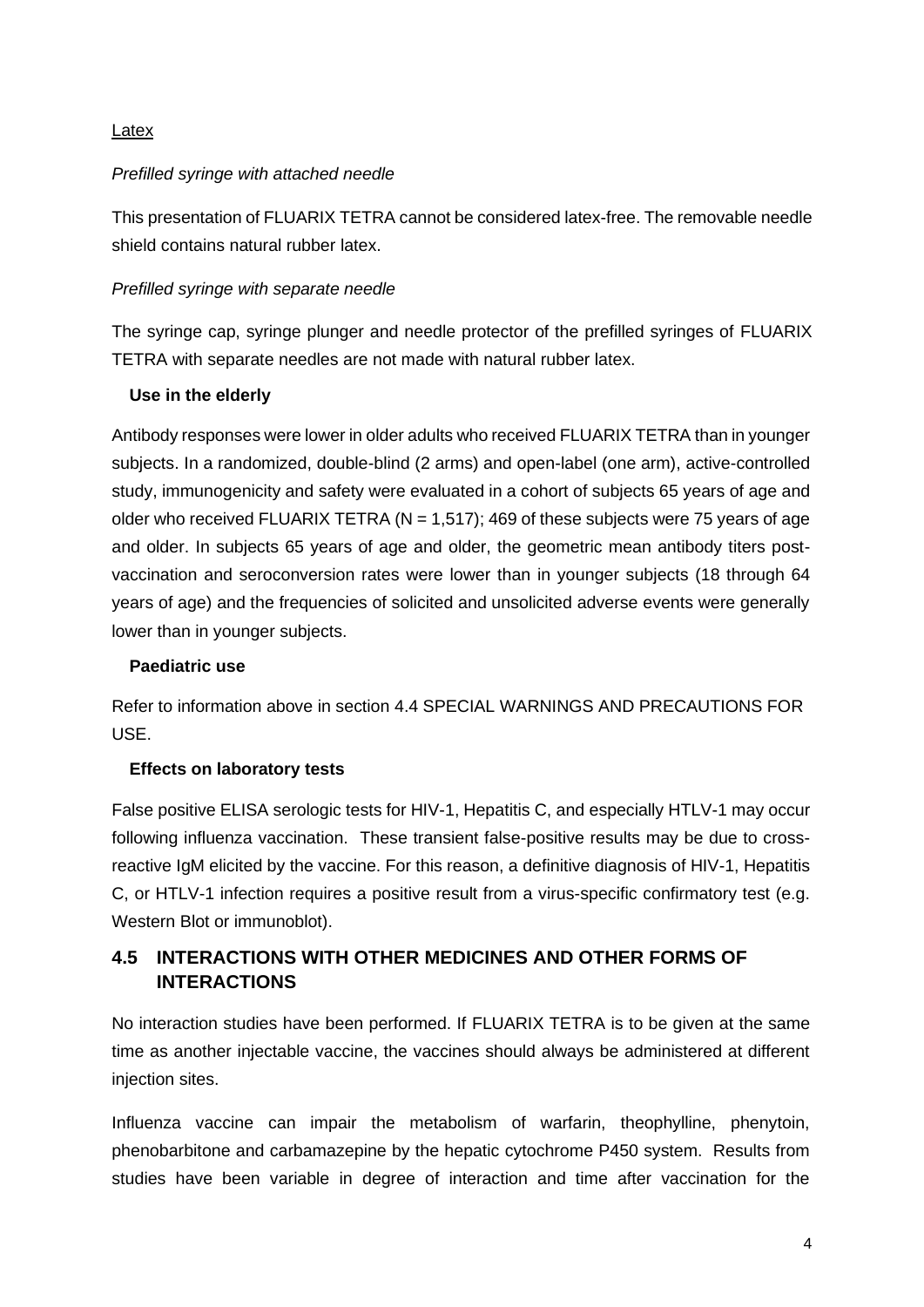Latex

*Prefilled syringe with attached needle*

This presentation of FLUARIX TETRA cannot be considered latex-free. The removable needle shield contains natural rubber latex.

*Prefilled syringe with separate needle*

The syringe cap, syringe plunger and needle protector of the prefilled syringes of FLUARIX TETRA with separate needles are not made with natural rubber latex.

**Use in the elderly**

Antibody responses were lower in older adults who received FLUARIX TETRA than in younger subjects. In a randomized, double-blind (2 arms) and open-label (one arm), active-controlled study, immunogenicity and safety were evaluated in a cohort of subjects 65 years of age and older who received FLUARIX TETRA (N = 1,517); 469 of these subjects were 75 years of age and older. In subjects 65 years of age and older, the geometric mean antibody titers post-vaccination and seroconversion rates were lower than in younger subjects (18 through 64 years of age) and the frequencies of solicited and unsolicited adverse events were generally lower than in younger subjects.

**Paediatric use**

Refer to information above in section 4.4 SPECIAL WARNINGS AND PRECAUTIONS FOR USE.

**Effects on laboratory tests**

False positive ELISA serologic tests for HIV-1, Hepatitis C, and especially HTLV-1 may occur following influenza vaccination. These transient false-positive results may be due to cross-reactive IgM elicited by the vaccine. For this reason, a definitive diagnosis of HIV-1, Hepatitis C, or HTLV-1 infection requires a positive result from a virus-specific confirmatory test (e.g. Western Blot or immunoblot).

## 4.5 INTERACTIONS WITH OTHER MEDICINES AND OTHER FORMS OF INTERACTIONS

No interaction studies have been performed. If FLUARIX TETRA is to be given at the same time as another injectable vaccine, the vaccines should always be administered at different injection sites.

Influenza vaccine can impair the metabolism of warfarin, theophylline, phenytoin, phenobarbitone and carbamazepine by the hepatic cytochrome P450 system. Results from studies have been variable in degree of interaction and time after vaccination for the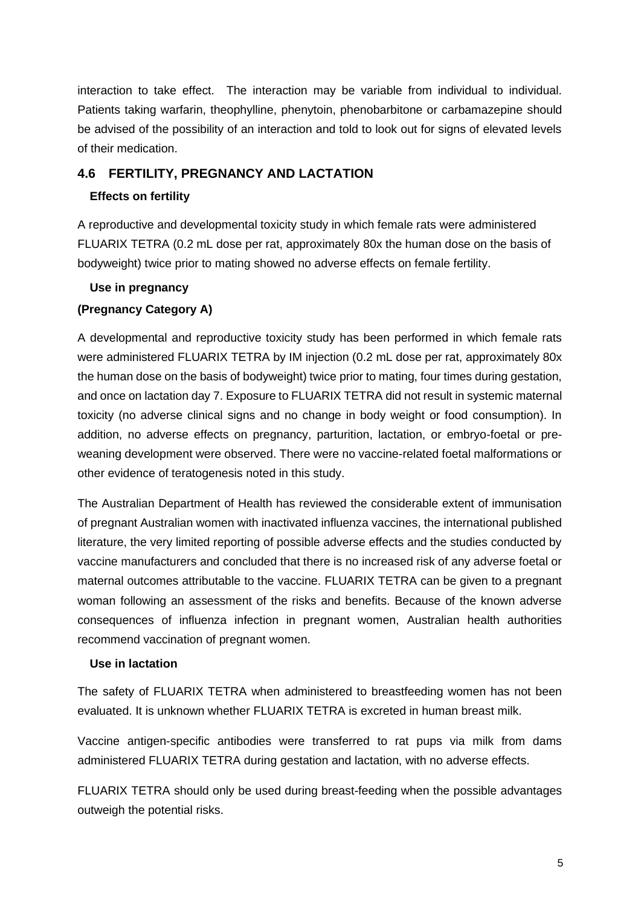interaction to take effect. The interaction may be variable from individual to individual. Patients taking warfarin, theophylline, phenytoin, phenobarbitone or carbamazepine should be advised of the possibility of an interaction and told to look out for signs of elevated levels of their medication.

## 4.6 FERTILITY, PREGNANCY AND LACTATION

### Effects on fertility

A reproductive and developmental toxicity study in which female rats were administered FLUARIX TETRA (0.2 mL dose per rat, approximately 80x the human dose on the basis of bodyweight) twice prior to mating showed no adverse effects on female fertility.

### Use in pregnancy

**(Pregnancy Category A)**

A developmental and reproductive toxicity study has been performed in which female rats were administered FLUARIX TETRA by IM injection (0.2 mL dose per rat, approximately 80x the human dose on the basis of bodyweight) twice prior to mating, four times during gestation, and once on lactation day 7. Exposure to FLUARIX TETRA did not result in systemic maternal toxicity (no adverse clinical signs and no change in body weight or food consumption). In addition, no adverse effects on pregnancy, parturition, lactation, or embryo-foetal or pre-weaning development were observed. There were no vaccine-related foetal malformations or other evidence of teratogenesis noted in this study.

The Australian Department of Health has reviewed the considerable extent of immunisation of pregnant Australian women with inactivated influenza vaccines, the international published literature, the very limited reporting of possible adverse effects and the studies conducted by vaccine manufacturers and concluded that there is no increased risk of any adverse foetal or maternal outcomes attributable to the vaccine. FLUARIX TETRA can be given to a pregnant woman following an assessment of the risks and benefits. Because of the known adverse consequences of influenza infection in pregnant women, Australian health authorities recommend vaccination of pregnant women.

### Use in lactation

The safety of FLUARIX TETRA when administered to breastfeeding women has not been evaluated. It is unknown whether FLUARIX TETRA is excreted in human breast milk.

Vaccine antigen-specific antibodies were transferred to rat pups via milk from dams administered FLUARIX TETRA during gestation and lactation, with no adverse effects.

FLUARIX TETRA should only be used during breast-feeding when the possible advantages outweigh the potential risks.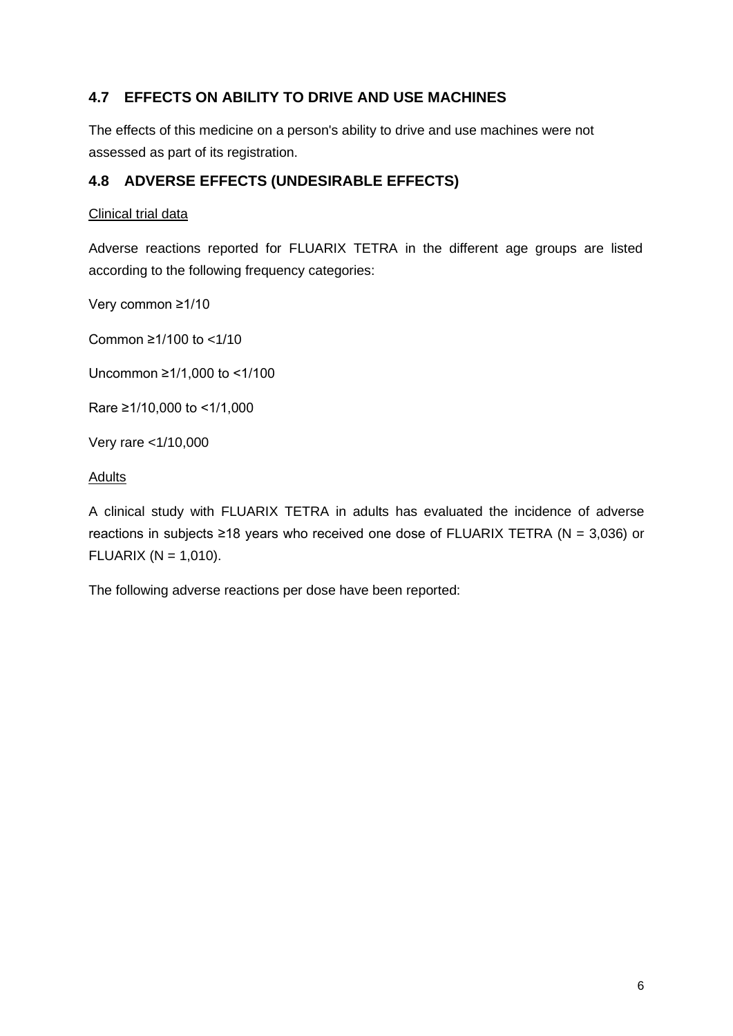## 4.7 EFFECTS ON ABILITY TO DRIVE AND USE MACHINES

The effects of this medicine on a person's ability to drive and use machines were not assessed as part of its registration.

## 4.8 ADVERSE EFFECTS (UNDESIRABLE EFFECTS)

Clinical trial data

Adverse reactions reported for FLUARIX TETRA in the different age groups are listed according to the following frequency categories:

Very common ≥1/10

Common ≥1/100 to <1/10

Uncommon ≥1/1,000 to <1/100

Rare ≥1/10,000 to <1/1,000

Very rare <1/10,000

Adults

A clinical study with FLUARIX TETRA in adults has evaluated the incidence of adverse reactions in subjects ≥18 years who received one dose of FLUARIX TETRA (N = 3,036) or FLUARIX (N = 1,010).

The following adverse reactions per dose have been reported: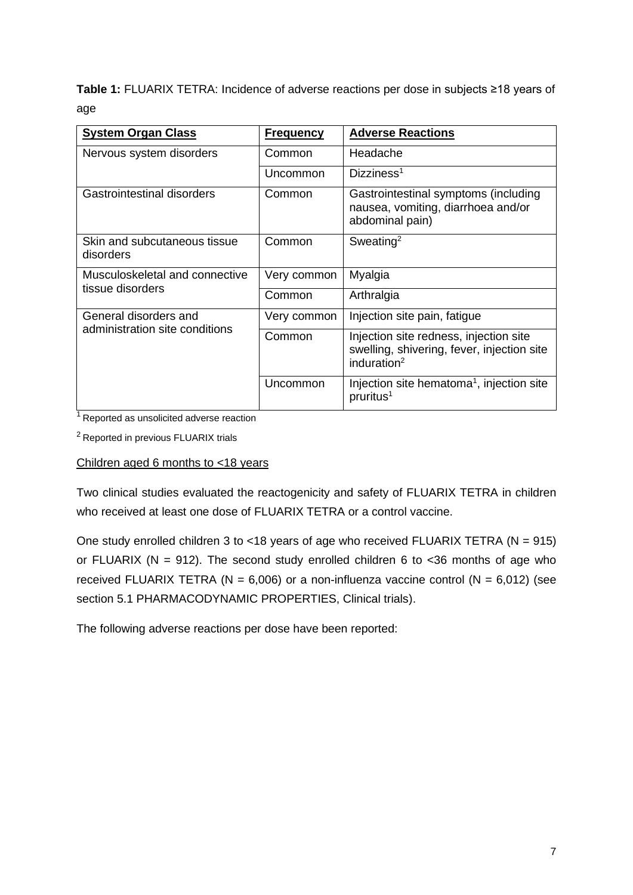**Table 1:** FLUARIX TETRA: Incidence of adverse reactions per dose in subjects ≥18 years of age

| System Organ Class | Frequency | Adverse Reactions |
| --- | --- | --- |
| Nervous system disorders | Common | Headache |
| | Uncommon | Dizziness[1] |
| Gastrointestinal disorders | Common | Gastrointestinal symptoms (including nausea, vomiting, diarrhoea and/or abdominal pain) |
| Skin and subcutaneous tissue disorders | Common | Sweating[2] |
| Musculoskeletal and connective tissue disorders | Very common | Myalgia |
| | Common | Arthralgia |
| General disorders and administration site conditions | Very common | Injection site pain, fatigue |
| | Common | Injection site redness, injection site swelling, shivering, fever, injection site induration[2] |
| | Uncommon | Injection site hematoma[1], injection site pruritus[1] |

[1] Reported as unsolicited adverse reaction

[2] Reported in previous FLUARIX trials

Children aged 6 months to <18 years

Two clinical studies evaluated the reactogenicity and safety of FLUARIX TETRA in children who received at least one dose of FLUARIX TETRA or a control vaccine.

One study enrolled children 3 to <18 years of age who received FLUARIX TETRA (N = 915) or FLUARIX (N = 912). The second study enrolled children 6 to <36 months of age who received FLUARIX TETRA (N = 6,006) or a non-influenza vaccine control (N = 6,012) (see section 5.1 PHARMACODYNAMIC PROPERTIES, Clinical trials).

The following adverse reactions per dose have been reported: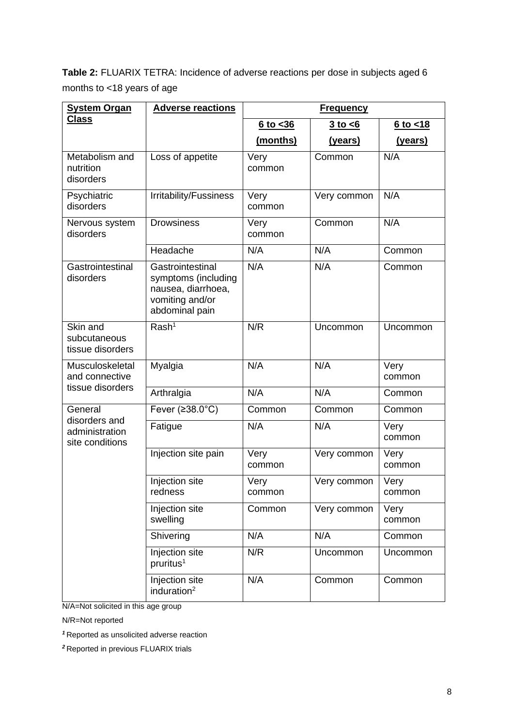**Table 2:** FLUARIX TETRA: Incidence of adverse reactions per dose in subjects aged 6 months to <18 years of age

| System Organ Class | Adverse reactions | Frequency | | |
|---|---|---|---|---|
| | | 6 to <36 (months) | 3 to <6 (years) | 6 to <18 (years) |
| Metabolism and nutrition disorders | Loss of appetite | Very common | Common | N/A |
| Psychiatric disorders | Irritability/Fussiness | Very common | Very common | N/A |
| Nervous system disorders | Drowsiness | Very common | Common | N/A |
| | Headache | N/A | N/A | Common |
| Gastrointestinal disorders | Gastrointestinal symptoms (including nausea, diarrhoea, vomiting and/or abdominal pain | N/A | N/A | Common |
| Skin and subcutaneous tissue disorders | Rash[1] | N/R | Uncommon | Uncommon |
| Musculoskeletal and connective tissue disorders | Myalgia | N/A | N/A | Very common |
| | Arthralgia | N/A | N/A | Common |
| General disorders and administration site conditions | Fever (≥38.0°C) | Common | Common | Common |
| | Fatigue | N/A | N/A | Very common |
| | Injection site pain | Very common | Very common | Very common |
| | Injection site redness | Very common | Very common | Very common |
| | Injection site swelling | Common | Very common | Very common |
| | Shivering | N/A | N/A | Common |
| | Injection site pruritus[1] | N/R | Uncommon | Uncommon |
| | Injection site induration[2] | N/A | Common | Common |

N/A=Not solicited in this age group

N/R=Not reported

*[1]* Reported as unsolicited adverse reaction

*[2]* Reported in previous FLUARIX trials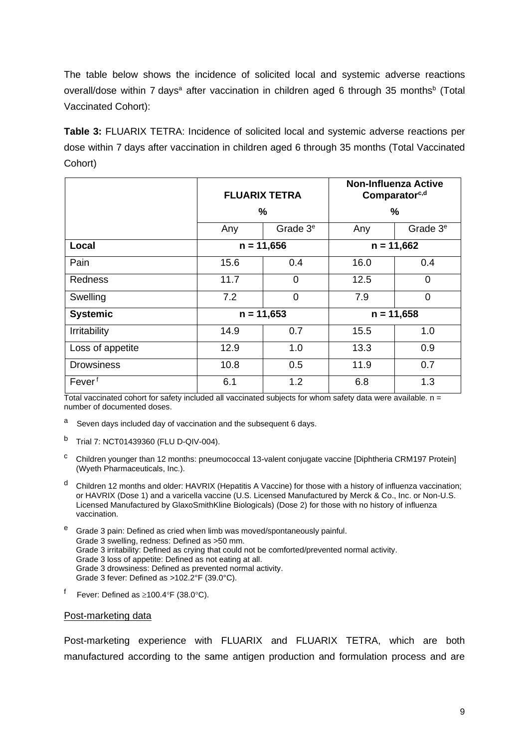The table below shows the incidence of solicited local and systemic adverse reactions overall/dose within 7 days[a] after vaccination in children aged 6 through 35 months[b] (Total Vaccinated Cohort):

**Table 3:** FLUARIX TETRA: Incidence of solicited local and systemic adverse reactions per dose within 7 days after vaccination in children aged 6 through 35 months (Total Vaccinated Cohort)

| | **FLUARIX TETRA** % | | **Non-Influenza Active Comparator[c,d]** % | |
|---|---|---|---|---|
| | Any | Grade 3[e] | Any | Grade 3[e] |
| **Local** | **n = 11,656** | | **n = 11,662** | |
| Pain | 15.6 | 0.4 | 16.0 | 0.4 |
| Redness | 11.7 | 0 | 12.5 | 0 |
| Swelling | 7.2 | 0 | 7.9 | 0 |
| **Systemic** | **n = 11,653** | | **n = 11,658** | |
| Irritability | 14.9 | 0.7 | 15.5 | 1.0 |
| Loss of appetite | 12.9 | 1.0 | 13.3 | 0.9 |
| Drowsiness | 10.8 | 0.5 | 11.9 | 0.7 |
| Fever[f] | 6.1 | 1.2 | 6.8 | 1.3 |

Total vaccinated cohort for safety included all vaccinated subjects for whom safety data were available. n = number of documented doses.

[a] Seven days included day of vaccination and the subsequent 6 days.

[b] Trial 7: NCT01439360 (FLU D-QIV-004).

[c] Children younger than 12 months: pneumococcal 13-valent conjugate vaccine [Diphtheria CRM197 Protein] (Wyeth Pharmaceuticals, Inc.).

[d] Children 12 months and older: HAVRIX (Hepatitis A Vaccine) for those with a history of influenza vaccination; or HAVRIX (Dose 1) and a varicella vaccine (U.S. Licensed Manufactured by Merck & Co., Inc. or Non-U.S. Licensed Manufactured by GlaxoSmithKline Biologicals) (Dose 2) for those with no history of influenza vaccination.

[e] Grade 3 pain: Defined as cried when limb was moved/spontaneously painful.
Grade 3 swelling, redness: Defined as >50 mm.
Grade 3 irritability: Defined as crying that could not be comforted/prevented normal activity.
Grade 3 loss of appetite: Defined as not eating at all.
Grade 3 drowsiness: Defined as prevented normal activity.
Grade 3 fever: Defined as >102.2°F (39.0°C).

[f] Fever: Defined as ≥100.4°F (38.0°C).

Post-marketing data

Post-marketing experience with FLUARIX and FLUARIX TETRA, which are both manufactured according to the same antigen production and formulation process and are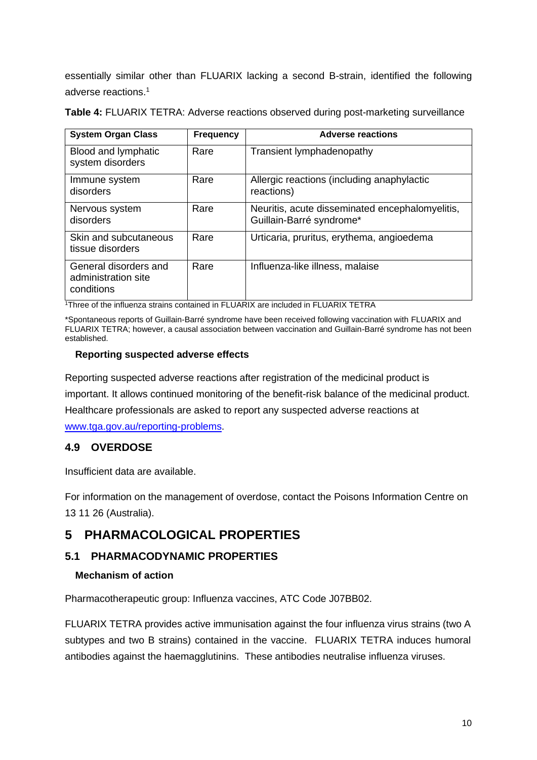essentially similar other than FLUARIX lacking a second B-strain, identified the following adverse reactions.[1]

**Table 4:** FLUARIX TETRA: Adverse reactions observed during post-marketing surveillance

| System Organ Class | Frequency | Adverse reactions |
|---|---|---|
| Blood and lymphatic system disorders | Rare | Transient lymphadenopathy |
| Immune system disorders | Rare | Allergic reactions (including anaphylactic reactions) |
| Nervous system disorders | Rare | Neuritis, acute disseminated encephalomyelitis, Guillain-Barré syndrome* |
| Skin and subcutaneous tissue disorders | Rare | Urticaria, pruritus, erythema, angioedema |
| General disorders and administration site conditions | Rare | Influenza-like illness, malaise |

[1]Three of the influenza strains contained in FLUARIX are included in FLUARIX TETRA

*Spontaneous reports of Guillain-Barré syndrome have been received following vaccination with FLUARIX and FLUARIX TETRA; however, a causal association between vaccination and Guillain-Barré syndrome has not been established.

**Reporting suspected adverse effects**

Reporting suspected adverse reactions after registration of the medicinal product is important. It allows continued monitoring of the benefit-risk balance of the medicinal product. Healthcare professionals are asked to report any suspected adverse reactions at www.tga.gov.au/reporting-problems.

## 4.9 OVERDOSE

Insufficient data are available.

For information on the management of overdose, contact the Poisons Information Centre on 13 11 26 (Australia).

# 5 PHARMACOLOGICAL PROPERTIES

## 5.1 PHARMACODYNAMIC PROPERTIES

**Mechanism of action**

Pharmacotherapeutic group: Influenza vaccines, ATC Code J07BB02.

FLUARIX TETRA provides active immunisation against the four influenza virus strains (two A subtypes and two B strains) contained in the vaccine. FLUARIX TETRA induces humoral antibodies against the haemagglutinins. These antibodies neutralise influenza viruses.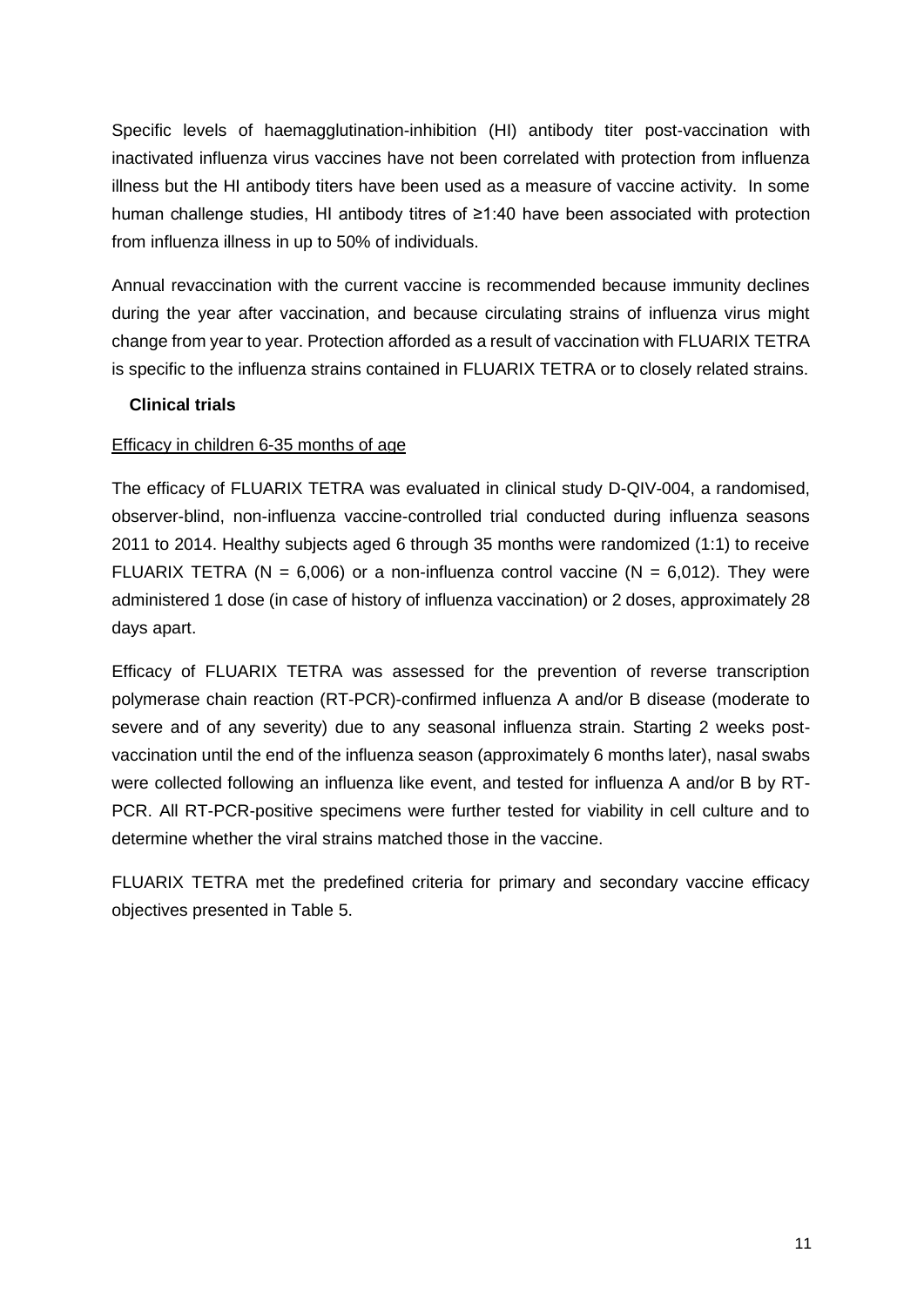Specific levels of haemagglutination-inhibition (HI) antibody titer post-vaccination with inactivated influenza virus vaccines have not been correlated with protection from influenza illness but the HI antibody titers have been used as a measure of vaccine activity. In some human challenge studies, HI antibody titres of ≥1:40 have been associated with protection from influenza illness in up to 50% of individuals.

Annual revaccination with the current vaccine is recommended because immunity declines during the year after vaccination, and because circulating strains of influenza virus might change from year to year. Protection afforded as a result of vaccination with FLUARIX TETRA is specific to the influenza strains contained in FLUARIX TETRA or to closely related strains.

**Clinical trials**

Efficacy in children 6-35 months of age

The efficacy of FLUARIX TETRA was evaluated in clinical study D-QIV-004, a randomised, observer-blind, non-influenza vaccine-controlled trial conducted during influenza seasons 2011 to 2014. Healthy subjects aged 6 through 35 months were randomized (1:1) to receive FLUARIX TETRA (N = 6,006) or a non-influenza control vaccine (N = 6,012). They were administered 1 dose (in case of history of influenza vaccination) or 2 doses, approximately 28 days apart.

Efficacy of FLUARIX TETRA was assessed for the prevention of reverse transcription polymerase chain reaction (RT-PCR)-confirmed influenza A and/or B disease (moderate to severe and of any severity) due to any seasonal influenza strain. Starting 2 weeks post-vaccination until the end of the influenza season (approximately 6 months later), nasal swabs were collected following an influenza like event, and tested for influenza A and/or B by RT-PCR. All RT-PCR-positive specimens were further tested for viability in cell culture and to determine whether the viral strains matched those in the vaccine.

FLUARIX TETRA met the predefined criteria for primary and secondary vaccine efficacy objectives presented in Table 5.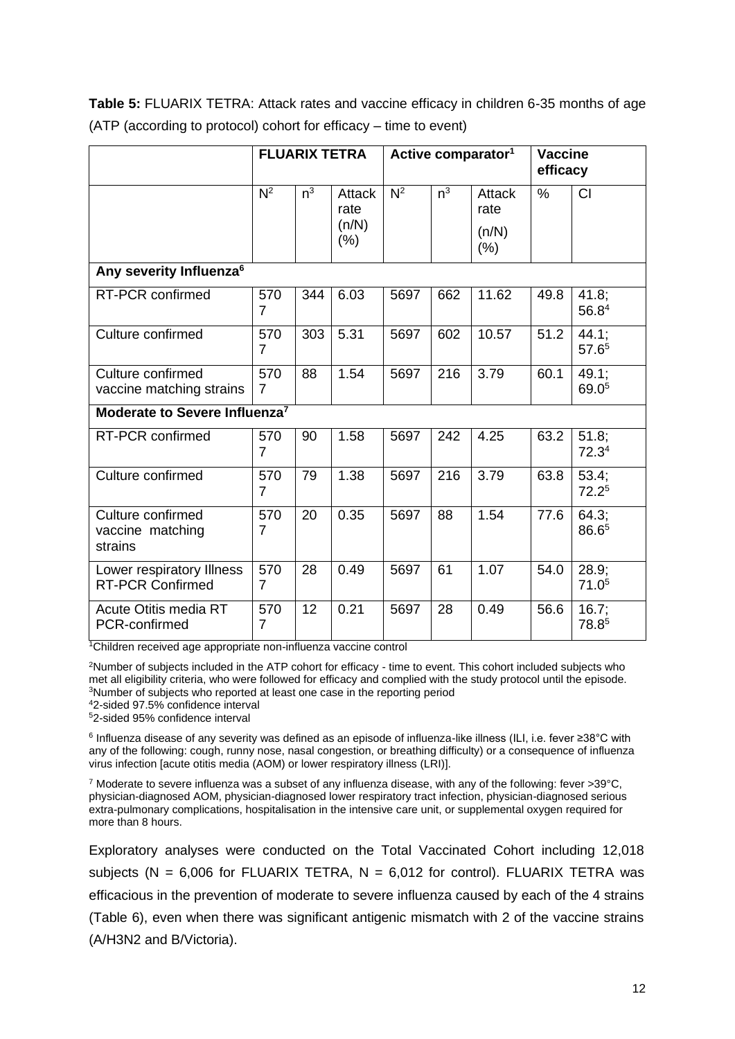**Table 5:** FLUARIX TETRA: Attack rates and vaccine efficacy in children 6-35 months of age (ATP (according to protocol) cohort for efficacy – time to event)

| | FLUARIX TETRA | | | Active comparator[1] | | | Vaccine efficacy | |
|---|---|---|---|---|---|---|---|---|
| | N[2] | n[3] | Attack rate (n/N) (%) | N[2] | n[3] | Attack rate (n/N) (%) | % | CI |
| **Any severity Influenza[6]** | | | | | | | | |
| RT-PCR confirmed | 5707 | 344 | 6.03 | 5697 | 662 | 11.62 | 49.8 | 41.8; 56.8[4] |
| Culture confirmed | 5707 | 303 | 5.31 | 5697 | 602 | 10.57 | 51.2 | 44.1; 57.6[5] |
| Culture confirmed vaccine matching strains | 5707 | 88 | 1.54 | 5697 | 216 | 3.79 | 60.1 | 49.1; 69.0[5] |
| **Moderate to Severe Influenza[7]** | | | | | | | | |
| RT-PCR confirmed | 5707 | 90 | 1.58 | 5697 | 242 | 4.25 | 63.2 | 51.8; 72.3[4] |
| Culture confirmed | 5707 | 79 | 1.38 | 5697 | 216 | 3.79 | 63.8 | 53.4; 72.2[5] |
| Culture confirmed vaccine matching strains | 5707 | 20 | 0.35 | 5697 | 88 | 1.54 | 77.6 | 64.3; 86.6[5] |
| Lower respiratory Illness RT-PCR Confirmed | 5707 | 28 | 0.49 | 5697 | 61 | 1.07 | 54.0 | 28.9; 71.0[5] |
| Acute Otitis media RT PCR-confirmed | 5707 | 12 | 0.21 | 5697 | 28 | 0.49 | 56.6 | 16.7; 78.8[5] |

[1]Children received age appropriate non-influenza vaccine control

[2]Number of subjects included in the ATP cohort for efficacy - time to event. This cohort included subjects who met all eligibility criteria, who were followed for efficacy and complied with the study protocol until the episode.
[3]Number of subjects who reported at least one case in the reporting period
[4]2-sided 97.5% confidence interval
[5]2-sided 95% confidence interval

[6] Influenza disease of any severity was defined as an episode of influenza-like illness (ILI, i.e. fever ≥38°C with any of the following: cough, runny nose, nasal congestion, or breathing difficulty) or a consequence of influenza virus infection [acute otitis media (AOM) or lower respiratory illness (LRI)].

[7] Moderate to severe influenza was a subset of any influenza disease, with any of the following: fever >39°C, physician-diagnosed AOM, physician-diagnosed lower respiratory tract infection, physician-diagnosed serious extra-pulmonary complications, hospitalisation in the intensive care unit, or supplemental oxygen required for more than 8 hours.

Exploratory analyses were conducted on the Total Vaccinated Cohort including 12,018 subjects (N = 6,006 for FLUARIX TETRA, N = 6,012 for control). FLUARIX TETRA was efficacious in the prevention of moderate to severe influenza caused by each of the 4 strains (Table 6), even when there was significant antigenic mismatch with 2 of the vaccine strains (A/H3N2 and B/Victoria).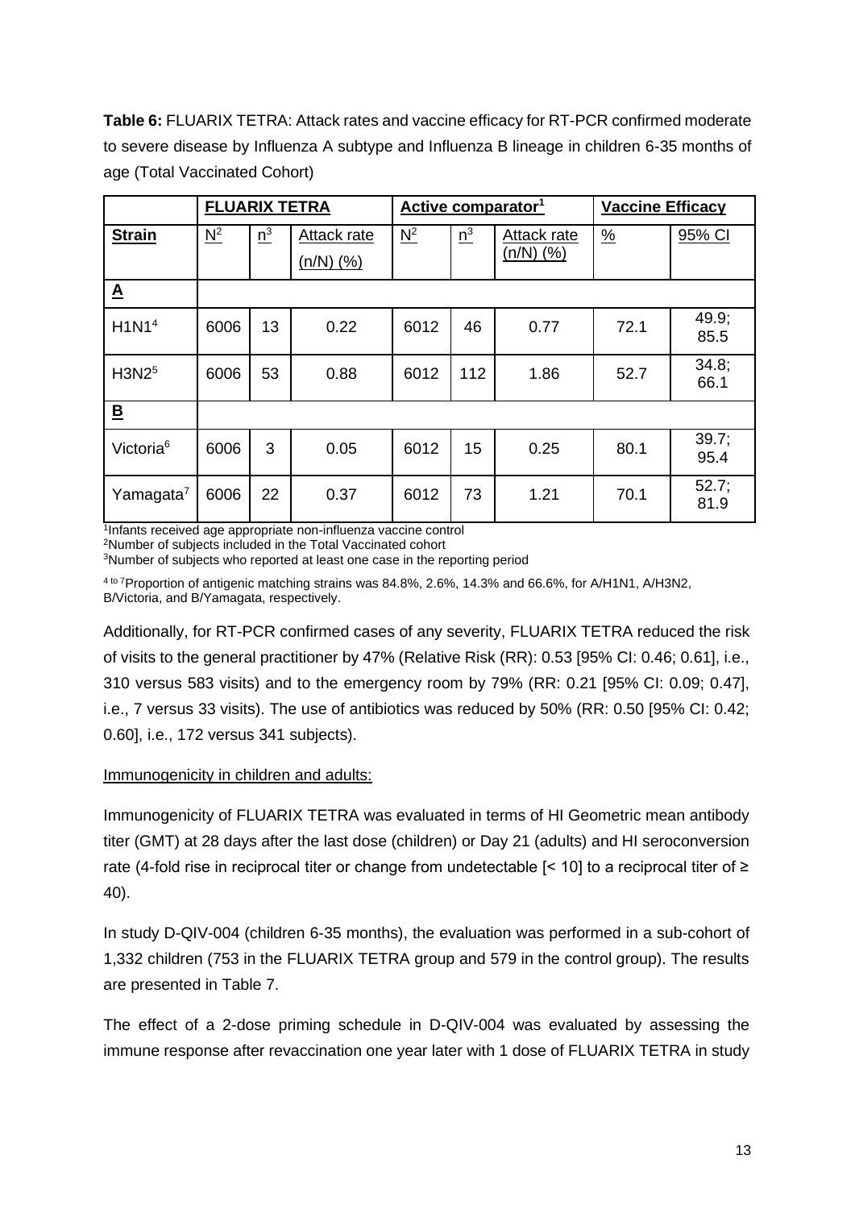**Table 6:** FLUARIX TETRA: Attack rates and vaccine efficacy for RT-PCR confirmed moderate to severe disease by Influenza A subtype and Influenza B lineage in children 6-35 months of age (Total Vaccinated Cohort)

| | FLUARIX TETRA | | | Active comparator[1] | | | Vaccine Efficacy | |
|---|---|---|---|---|---|---|---|---|
| **Strain** | N[2] | n[3] | Attack rate (n/N) (%) | N[2] | n[3] | Attack rate (n/N) (%) | % | 95% CI |
| **A** | | | | | | | | |
| H1N1[4] | 6006 | 13 | 0.22 | 6012 | 46 | 0.77 | 72.1 | 49.9; 85.5 |
| H3N2[5] | 6006 | 53 | 0.88 | 6012 | 112 | 1.86 | 52.7 | 34.8; 66.1 |
| **B** | | | | | | | | |
| Victoria[6] | 6006 | 3 | 0.05 | 6012 | 15 | 0.25 | 80.1 | 39.7; 95.4 |
| Yamagata[7] | 6006 | 22 | 0.37 | 6012 | 73 | 1.21 | 70.1 | 52.7; 81.9 |

[1]Infants received age appropriate non-influenza vaccine control
[2]Number of subjects included in the Total Vaccinated cohort
[3]Number of subjects who reported at least one case in the reporting period

[4 to 7]Proportion of antigenic matching strains was 84.8%, 2.6%, 14.3% and 66.6%, for A/H1N1, A/H3N2, B/Victoria, and B/Yamagata, respectively.

Additionally, for RT-PCR confirmed cases of any severity, FLUARIX TETRA reduced the risk of visits to the general practitioner by 47% (Relative Risk (RR): 0.53 [95% CI: 0.46; 0.61], i.e., 310 versus 583 visits) and to the emergency room by 79% (RR: 0.21 [95% CI: 0.09; 0.47], i.e., 7 versus 33 visits). The use of antibiotics was reduced by 50% (RR: 0.50 [95% CI: 0.42; 0.60], i.e., 172 versus 341 subjects).

Immunogenicity in children and adults:

Immunogenicity of FLUARIX TETRA was evaluated in terms of HI Geometric mean antibody titer (GMT) at 28 days after the last dose (children) or Day 21 (adults) and HI seroconversion rate (4-fold rise in reciprocal titer or change from undetectable [< 10] to a reciprocal titer of ≥ 40).

In study D-QIV-004 (children 6-35 months), the evaluation was performed in a sub-cohort of 1,332 children (753 in the FLUARIX TETRA group and 579 in the control group). The results are presented in Table 7.

The effect of a 2-dose priming schedule in D-QIV-004 was evaluated by assessing the immune response after revaccination one year later with 1 dose of FLUARIX TETRA in study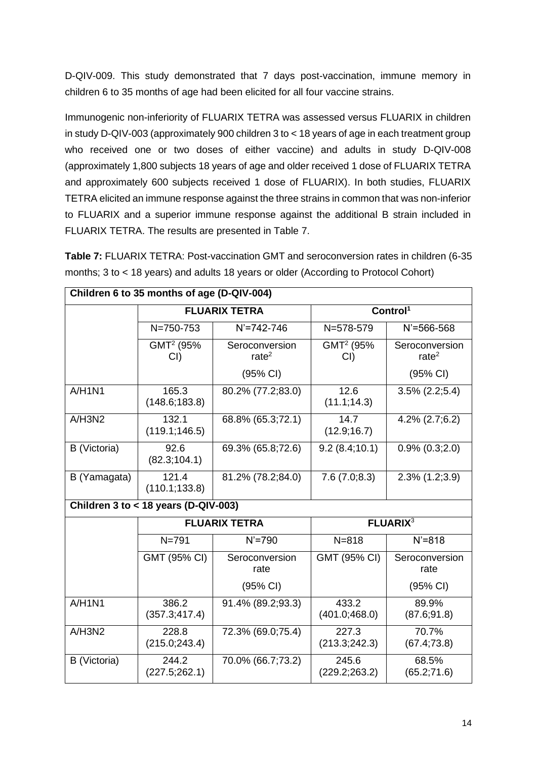D-QIV-009. This study demonstrated that 7 days post-vaccination, immune memory in children 6 to 35 months of age had been elicited for all four vaccine strains.

Immunogenic non-inferiority of FLUARIX TETRA was assessed versus FLUARIX in children in study D-QIV-003 (approximately 900 children 3 to < 18 years of age in each treatment group who received one or two doses of either vaccine) and adults in study D-QIV-008 (approximately 1,800 subjects 18 years of age and older received 1 dose of FLUARIX TETRA and approximately 600 subjects received 1 dose of FLUARIX). In both studies, FLUARIX TETRA elicited an immune response against the three strains in common that was non-inferior to FLUARIX and a superior immune response against the additional B strain included in FLUARIX TETRA. The results are presented in Table 7.

**Table 7:** FLUARIX TETRA: Post-vaccination GMT and seroconversion rates in children (6-35 months; 3 to < 18 years) and adults 18 years or older (According to Protocol Cohort)

| **Children 6 to 35 months of age (D-QIV-004)** | | | | |
|---|---|---|---|---|
| | **FLUARIX TETRA** | | **Control[1]** | |
| | N=750-753 | N'=742-746 | N=578-579 | N'=566-568 |
| | GMT[2] (95% CI) | Seroconversion rate[2] (95% CI) | GMT[2] (95% CI) | Seroconversion rate[2] (95% CI) |
| A/H1N1 | 165.3 (148.6;183.8) | 80.2% (77.2;83.0) | 12.6 (11.1;14.3) | 3.5% (2.2;5.4) |
| A/H3N2 | 132.1 (119.1;146.5) | 68.8% (65.3;72.1) | 14.7 (12.9;16.7) | 4.2% (2.7;6.2) |
| B (Victoria) | 92.6 (82.3;104.1) | 69.3% (65.8;72.6) | 9.2 (8.4;10.1) | 0.9% (0.3;2.0) |
| B (Yamagata) | 121.4 (110.1;133.8) | 81.2% (78.2;84.0) | 7.6 (7.0;8.3) | 2.3% (1.2;3.9) |
| **Children 3 to < 18 years (D-QIV-003)** | | | | |
| | **FLUARIX TETRA** | | **FLUARIX[3]** | |
| | N=791 | N'=790 | N=818 | N'=818 |
| | GMT (95% CI) | Seroconversion rate (95% CI) | GMT (95% CI) | Seroconversion rate (95% CI) |
| A/H1N1 | 386.2 (357.3;417.4) | 91.4% (89.2;93.3) | 433.2 (401.0;468.0) | 89.9% (87.6;91.8) |
| A/H3N2 | 228.8 (215.0;243.4) | 72.3% (69.0;75.4) | 227.3 (213.3;242.3) | 70.7% (67.4;73.8) |
| B (Victoria) | 244.2 (227.5;262.1) | 70.0% (66.7;73.2) | 245.6 (229.2;263.2) | 68.5% (65.2;71.6) |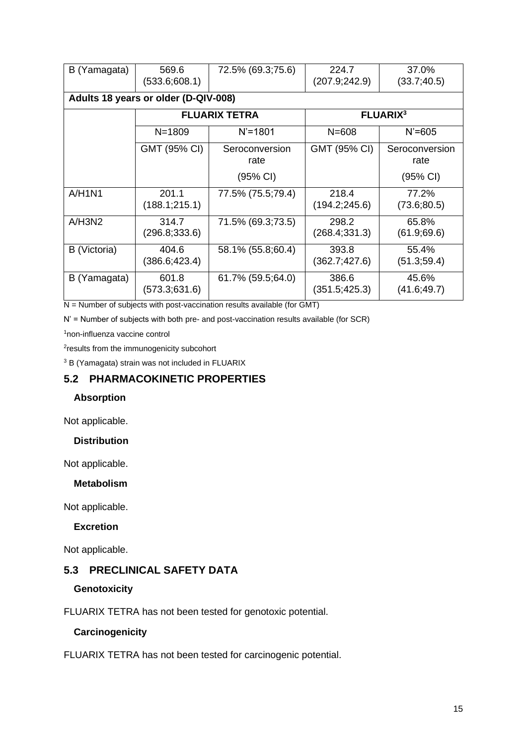| B (Yamagata) | 569.6 (533.6;608.1) | 72.5% (69.3;75.6) | 224.7 (207.9;242.9) | 37.0% (33.7;40.5) |
|---|---|---|---|---|
| **Adults 18 years or older (D-QIV-008)** | | | | |
| | **FLUARIX TETRA** | | **FLUARIX[3]** | |
| | N=1809 | N'=1801 | N=608 | N'=605 |
| | GMT (95% CI) | Seroconversion rate (95% CI) | GMT (95% CI) | Seroconversion rate (95% CI) |
| A/H1N1 | 201.1 (188.1;215.1) | 77.5% (75.5;79.4) | 218.4 (194.2;245.6) | 77.2% (73.6;80.5) |
| A/H3N2 | 314.7 (296.8;333.6) | 71.5% (69.3;73.5) | 298.2 (268.4;331.3) | 65.8% (61.9;69.6) |
| B (Victoria) | 404.6 (386.6;423.4) | 58.1% (55.8;60.4) | 393.8 (362.7;427.6) | 55.4% (51.3;59.4) |
| B (Yamagata) | 601.8 (573.3;631.6) | 61.7% (59.5;64.0) | 386.6 (351.5;425.3) | 45.6% (41.6;49.7) |

N = Number of subjects with post-vaccination results available (for GMT)

N' = Number of subjects with both pre- and post-vaccination results available (for SCR)

[1]non-influenza vaccine control

[2]results from the immunogenicity subcohort

[3] B (Yamagata) strain was not included in FLUARIX

## 5.2 PHARMACOKINETIC PROPERTIES

### Absorption

Not applicable.

### Distribution

Not applicable.

### Metabolism

Not applicable.

### Excretion

Not applicable.

## 5.3 PRECLINICAL SAFETY DATA

### Genotoxicity

FLUARIX TETRA has not been tested for genotoxic potential.

### Carcinogenicity

FLUARIX TETRA has not been tested for carcinogenic potential.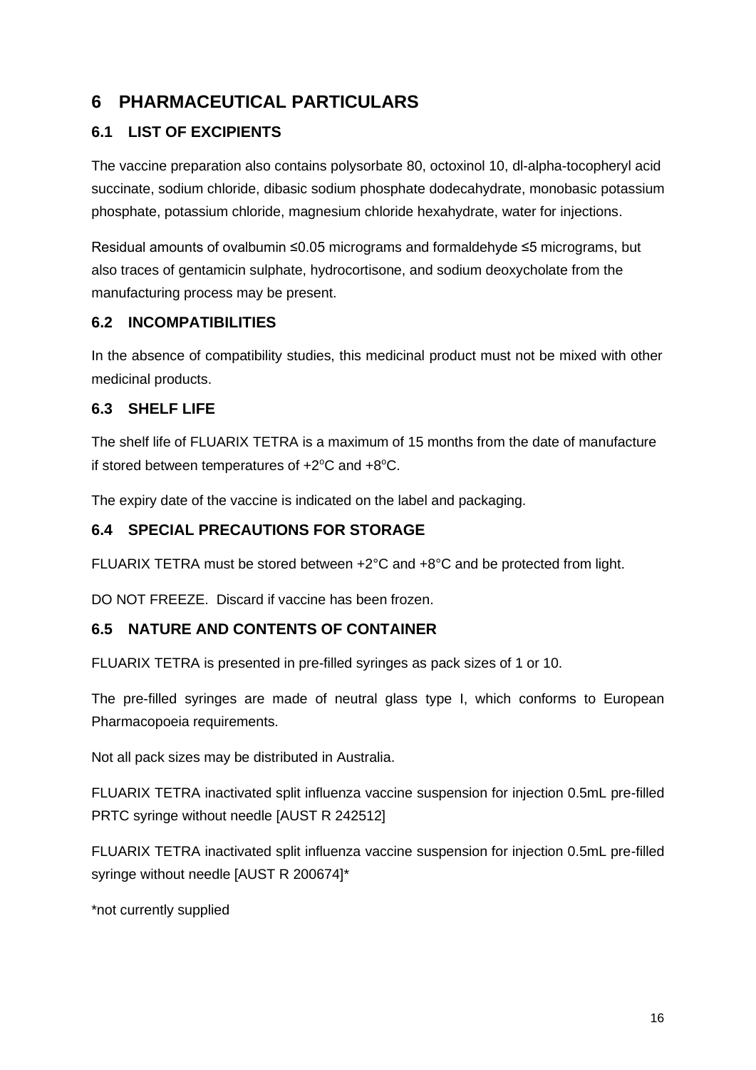# 6 PHARMACEUTICAL PARTICULARS

## 6.1 LIST OF EXCIPIENTS

The vaccine preparation also contains polysorbate 80, octoxinol 10, dl-alpha-tocopheryl acid succinate, sodium chloride, dibasic sodium phosphate dodecahydrate, monobasic potassium phosphate, potassium chloride, magnesium chloride hexahydrate, water for injections.

Residual amounts of ovalbumin ≤0.05 micrograms and formaldehyde ≤5 micrograms, but also traces of gentamicin sulphate, hydrocortisone, and sodium deoxycholate from the manufacturing process may be present.

## 6.2 INCOMPATIBILITIES

In the absence of compatibility studies, this medicinal product must not be mixed with other medicinal products.

## 6.3 SHELF LIFE

The shelf life of FLUARIX TETRA is a maximum of 15 months from the date of manufacture if stored between temperatures of +2°C and +8°C.

The expiry date of the vaccine is indicated on the label and packaging.

## 6.4 SPECIAL PRECAUTIONS FOR STORAGE

FLUARIX TETRA must be stored between +2°C and +8°C and be protected from light.

DO NOT FREEZE. Discard if vaccine has been frozen.

## 6.5 NATURE AND CONTENTS OF CONTAINER

FLUARIX TETRA is presented in pre-filled syringes as pack sizes of 1 or 10.

The pre-filled syringes are made of neutral glass type I, which conforms to European Pharmacopoeia requirements.

Not all pack sizes may be distributed in Australia.

FLUARIX TETRA inactivated split influenza vaccine suspension for injection 0.5mL pre-filled PRTC syringe without needle [AUST R 242512]

FLUARIX TETRA inactivated split influenza vaccine suspension for injection 0.5mL pre-filled syringe without needle [AUST R 200674]*

*not currently supplied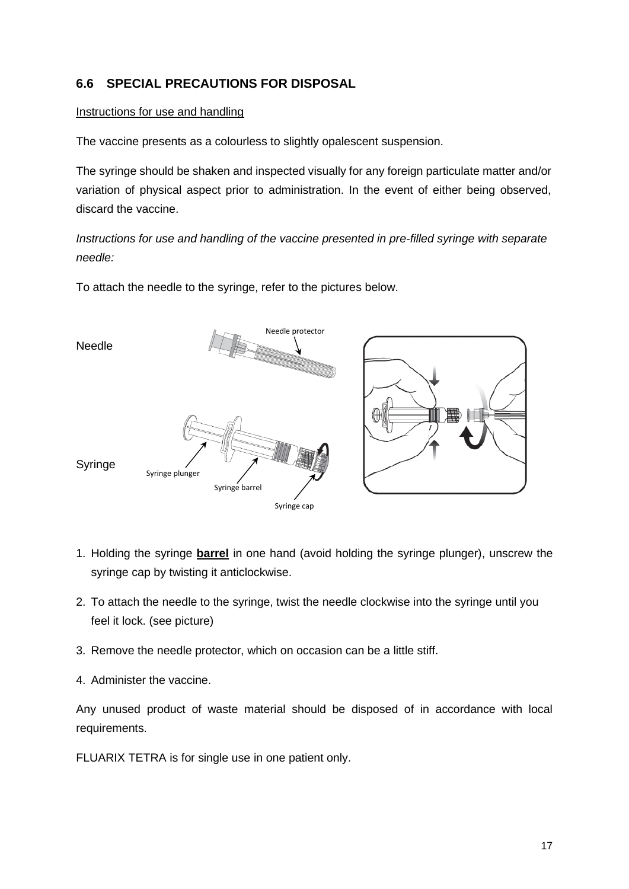## 6.6 SPECIAL PRECAUTIONS FOR DISPOSAL

Instructions for use and handling

The vaccine presents as a colourless to slightly opalescent suspension.

The syringe should be shaken and inspected visually for any foreign particulate matter and/or variation of physical aspect prior to administration. In the event of either being observed, discard the vaccine.

*Instructions for use and handling of the vaccine presented in pre-filled syringe with separate needle:*

To attach the needle to the syringe, refer to the pictures below.

Needle

Needle protector

Syringe

Syringe plunger

Syringe barrel

Syringe cap

1. Holding the syringe **barrel** in one hand (avoid holding the syringe plunger), unscrew the syringe cap by twisting it anticlockwise.
2. To attach the needle to the syringe, twist the needle clockwise into the syringe until you feel it lock. (see picture)
3. Remove the needle protector, which on occasion can be a little stiff.
4. Administer the vaccine.

Any unused product of waste material should be disposed of in accordance with local requirements.

FLUARIX TETRA is for single use in one patient only.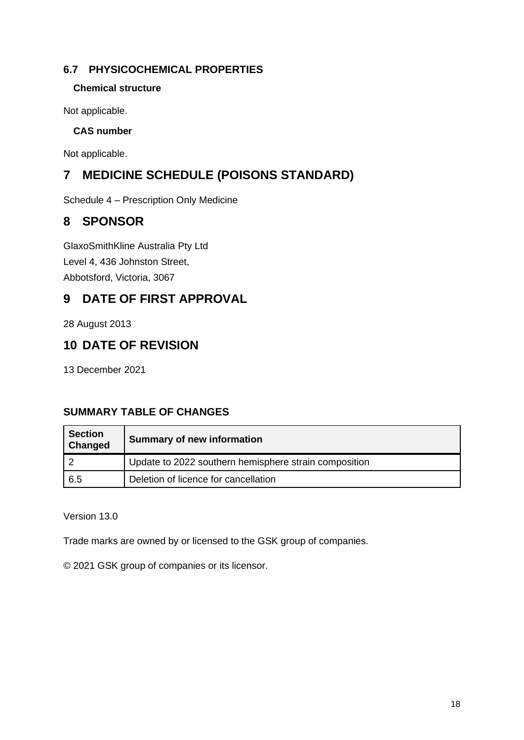### 6.7 PHYSICOCHEMICAL PROPERTIES

**Chemical structure**

Not applicable.

**CAS number**

Not applicable.

## 7 MEDICINE SCHEDULE (POISONS STANDARD)

Schedule 4 – Prescription Only Medicine

## 8 SPONSOR

GlaxoSmithKline Australia Pty Ltd
Level 4, 436 Johnston Street,
Abbotsford, Victoria, 3067

## 9 DATE OF FIRST APPROVAL

28 August 2013

## 10 DATE OF REVISION

13 December 2021

### SUMMARY TABLE OF CHANGES

| Section Changed | Summary of new information |
|---|---|
| 2 | Update to 2022 southern hemisphere strain composition |
| 6.5 | Deletion of licence for cancellation |

Version 13.0

Trade marks are owned by or licensed to the GSK group of companies.

© 2021 GSK group of companies or its licensor.